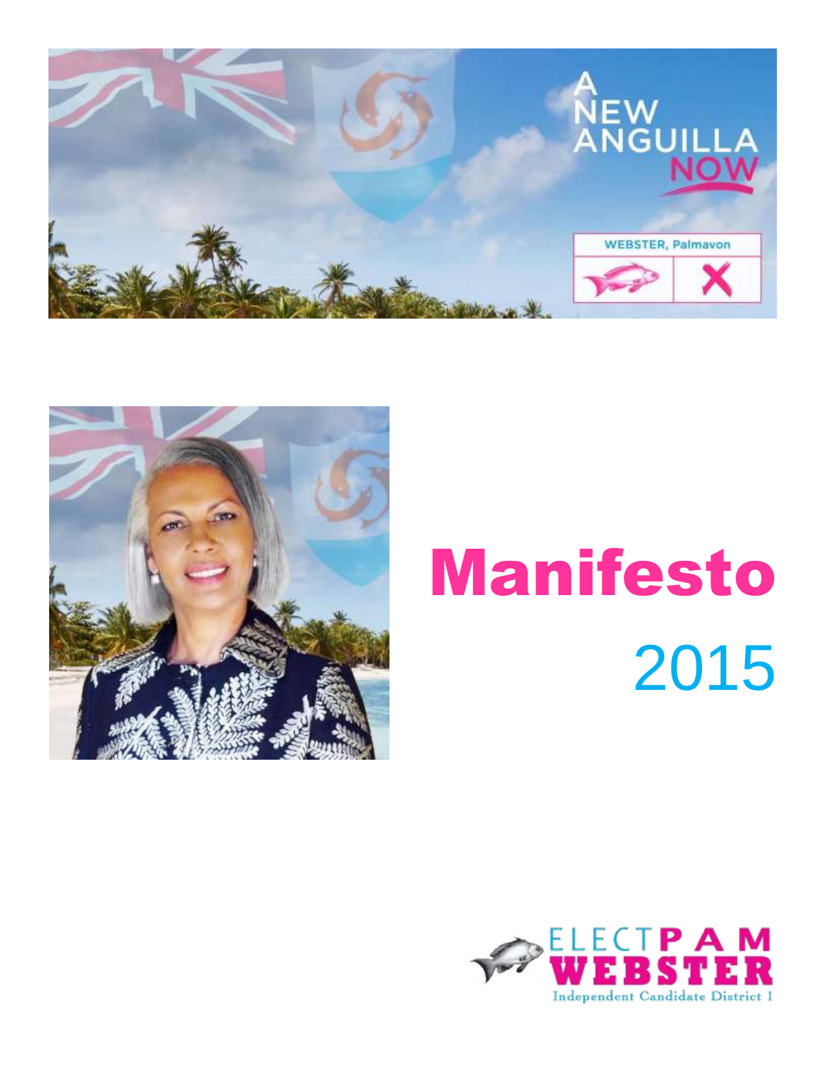A NEW ANGUILLA NOW

WEBSTER, Palmavon

# Manifesto

## 2015

ELECT PAM WEBSTER

Independent Candidate District 1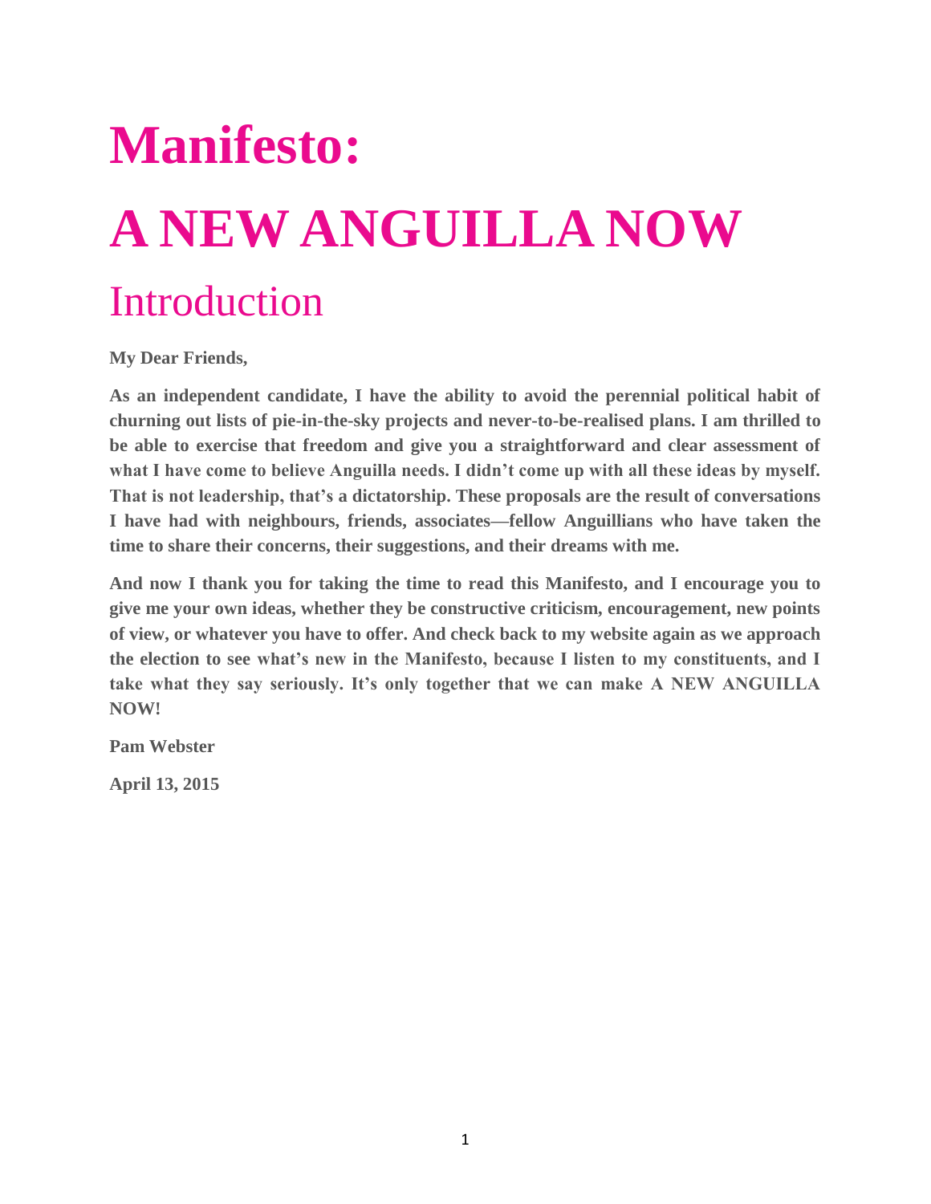# Manifesto:

# A NEW ANGUILLA NOW

## Introduction

**My Dear Friends,**

**As an independent candidate, I have the ability to avoid the perennial political habit of churning out lists of pie-in-the-sky projects and never-to-be-realised plans. I am thrilled to be able to exercise that freedom and give you a straightforward and clear assessment of what I have come to believe Anguilla needs. I didn't come up with all these ideas by myself. That is not leadership, that's a dictatorship. These proposals are the result of conversations I have had with neighbours, friends, associates—fellow Anguillians who have taken the time to share their concerns, their suggestions, and their dreams with me.**

**And now I thank you for taking the time to read this Manifesto, and I encourage you to give me your own ideas, whether they be constructive criticism, encouragement, new points of view, or whatever you have to offer. And check back to my website again as we approach the election to see what's new in the Manifesto, because I listen to my constituents, and I take what they say seriously. It's only together that we can make A NEW ANGUILLA NOW!**

**Pam Webster**

**April 13, 2015**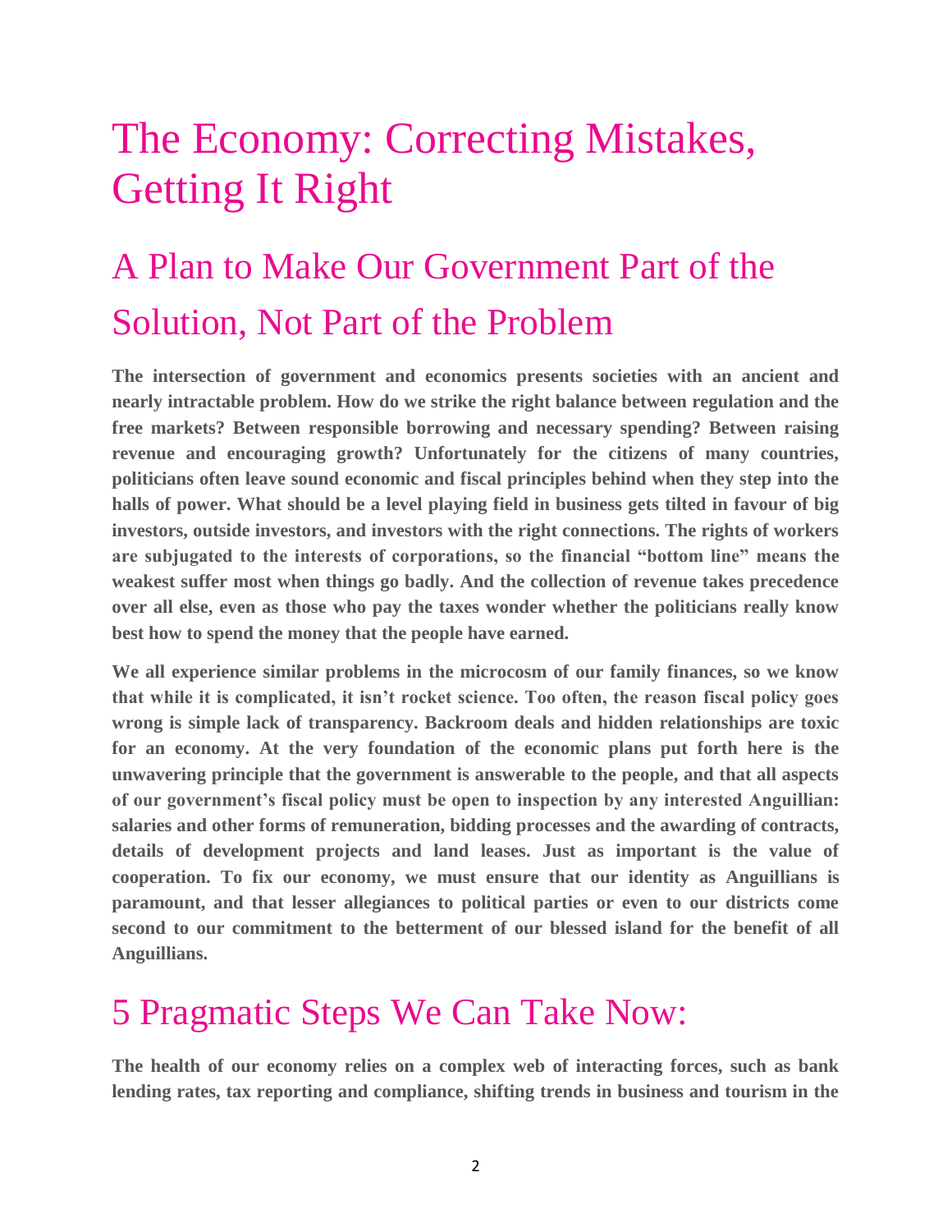# The Economy: Correcting Mistakes, Getting It Right

## A Plan to Make Our Government Part of the Solution, Not Part of the Problem

**The intersection of government and economics presents societies with an ancient and nearly intractable problem. How do we strike the right balance between regulation and the free markets? Between responsible borrowing and necessary spending? Between raising revenue and encouraging growth? Unfortunately for the citizens of many countries, politicians often leave sound economic and fiscal principles behind when they step into the halls of power. What should be a level playing field in business gets tilted in favour of big investors, outside investors, and investors with the right connections. The rights of workers are subjugated to the interests of corporations, so the financial "bottom line" means the weakest suffer most when things go badly. And the collection of revenue takes precedence over all else, even as those who pay the taxes wonder whether the politicians really know best how to spend the money that the people have earned.**

**We all experience similar problems in the microcosm of our family finances, so we know that while it is complicated, it isn't rocket science. Too often, the reason fiscal policy goes wrong is simple lack of transparency. Backroom deals and hidden relationships are toxic for an economy. At the very foundation of the economic plans put forth here is the unwavering principle that the government is answerable to the people, and that all aspects of our government's fiscal policy must be open to inspection by any interested Anguillian: salaries and other forms of remuneration, bidding processes and the awarding of contracts, details of development projects and land leases. Just as important is the value of cooperation. To fix our economy, we must ensure that our identity as Anguillians is paramount, and that lesser allegiances to political parties or even to our districts come second to our commitment to the betterment of our blessed island for the benefit of all Anguillians.**

## 5 Pragmatic Steps We Can Take Now:

**The health of our economy relies on a complex web of interacting forces, such as bank lending rates, tax reporting and compliance, shifting trends in business and tourism in the**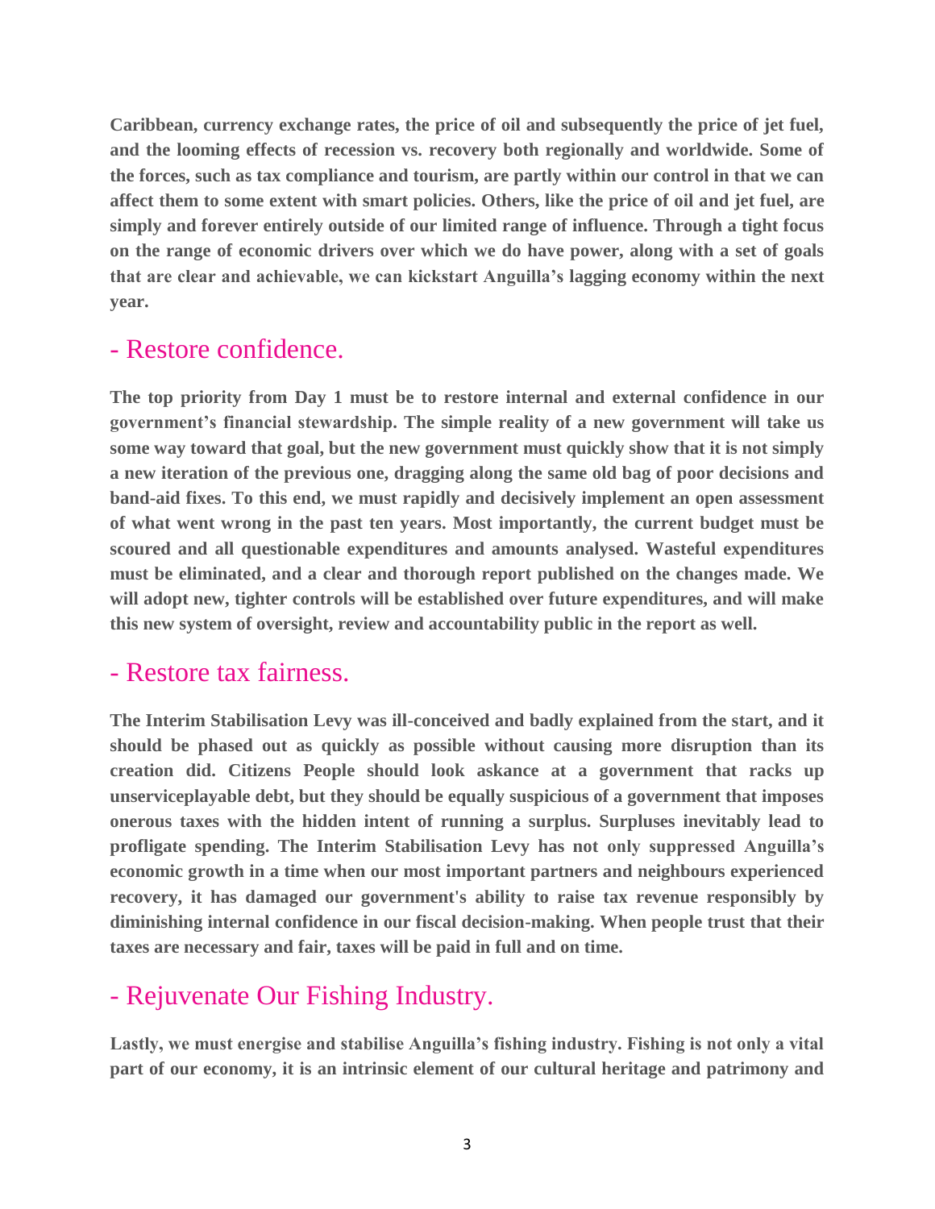**Caribbean, currency exchange rates, the price of oil and subsequently the price of jet fuel, and the looming effects of recession vs. recovery both regionally and worldwide. Some of the forces, such as tax compliance and tourism, are partly within our control in that we can affect them to some extent with smart policies. Others, like the price of oil and jet fuel, are simply and forever entirely outside of our limited range of influence. Through a tight focus on the range of economic drivers over which we do have power, along with a set of goals that are clear and achievable, we can kickstart Anguilla's lagging economy within the next year.**

## - Restore confidence.

**The top priority from Day 1 must be to restore internal and external confidence in our government's financial stewardship. The simple reality of a new government will take us some way toward that goal, but the new government must quickly show that it is not simply a new iteration of the previous one, dragging along the same old bag of poor decisions and band-aid fixes. To this end, we must rapidly and decisively implement an open assessment of what went wrong in the past ten years. Most importantly, the current budget must be scoured and all questionable expenditures and amounts analysed. Wasteful expenditures must be eliminated, and a clear and thorough report published on the changes made. We will adopt new, tighter controls will be established over future expenditures, and will make this new system of oversight, review and accountability public in the report as well.**

## - Restore tax fairness.

**The Interim Stabilisation Levy was ill-conceived and badly explained from the start, and it should be phased out as quickly as possible without causing more disruption than its creation did. Citizens People should look askance at a government that racks up unserviceplayable debt, but they should be equally suspicious of a government that imposes onerous taxes with the hidden intent of running a surplus. Surpluses inevitably lead to profligate spending. The Interim Stabilisation Levy has not only suppressed Anguilla's economic growth in a time when our most important partners and neighbours experienced recovery, it has damaged our government's ability to raise tax revenue responsibly by diminishing internal confidence in our fiscal decision-making. When people trust that their taxes are necessary and fair, taxes will be paid in full and on time.**

## - Rejuvenate Our Fishing Industry.

**Lastly, we must energise and stabilise Anguilla's fishing industry. Fishing is not only a vital part of our economy, it is an intrinsic element of our cultural heritage and patrimony and**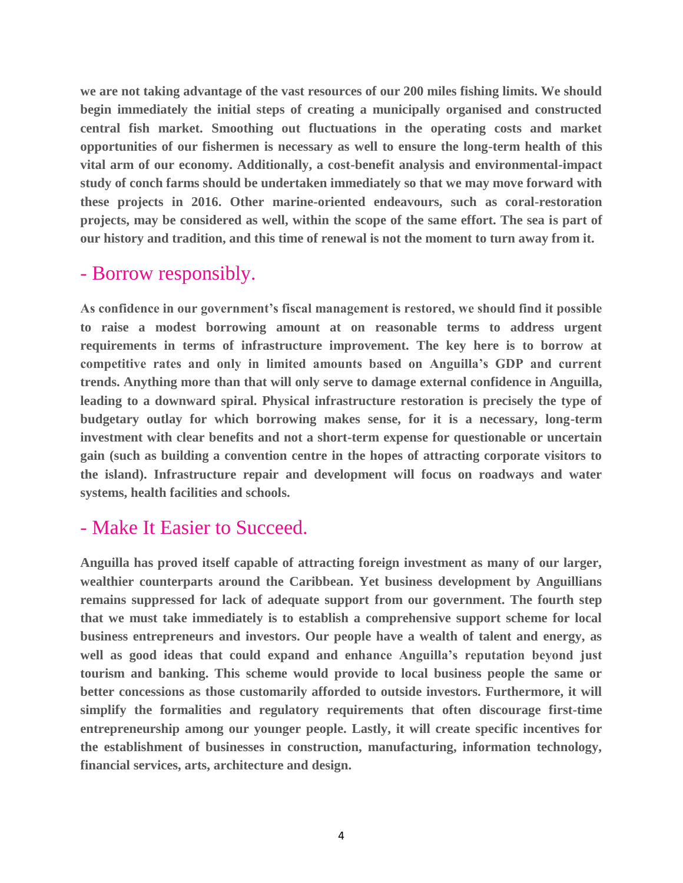**we are not taking advantage of the vast resources of our 200 miles fishing limits. We should begin immediately the initial steps of creating a municipally organised and constructed central fish market. Smoothing out fluctuations in the operating costs and market opportunities of our fishermen is necessary as well to ensure the long-term health of this vital arm of our economy. Additionally, a cost-benefit analysis and environmental-impact study of conch farms should be undertaken immediately so that we may move forward with these projects in 2016. Other marine-oriented endeavours, such as coral-restoration projects, may be considered as well, within the scope of the same effort. The sea is part of our history and tradition, and this time of renewal is not the moment to turn away from it.**

## - Borrow responsibly.

**As confidence in our government's fiscal management is restored, we should find it possible to raise a modest borrowing amount at on reasonable terms to address urgent requirements in terms of infrastructure improvement. The key here is to borrow at competitive rates and only in limited amounts based on Anguilla's GDP and current trends. Anything more than that will only serve to damage external confidence in Anguilla, leading to a downward spiral. Physical infrastructure restoration is precisely the type of budgetary outlay for which borrowing makes sense, for it is a necessary, long-term investment with clear benefits and not a short-term expense for questionable or uncertain gain (such as building a convention centre in the hopes of attracting corporate visitors to the island). Infrastructure repair and development will focus on roadways and water systems, health facilities and schools.**

## - Make It Easier to Succeed.

**Anguilla has proved itself capable of attracting foreign investment as many of our larger, wealthier counterparts around the Caribbean. Yet business development by Anguillians remains suppressed for lack of adequate support from our government. The fourth step that we must take immediately is to establish a comprehensive support scheme for local business entrepreneurs and investors. Our people have a wealth of talent and energy, as well as good ideas that could expand and enhance Anguilla's reputation beyond just tourism and banking. This scheme would provide to local business people the same or better concessions as those customarily afforded to outside investors. Furthermore, it will simplify the formalities and regulatory requirements that often discourage first-time entrepreneurship among our younger people. Lastly, it will create specific incentives for the establishment of businesses in construction, manufacturing, information technology, financial services, arts, architecture and design.**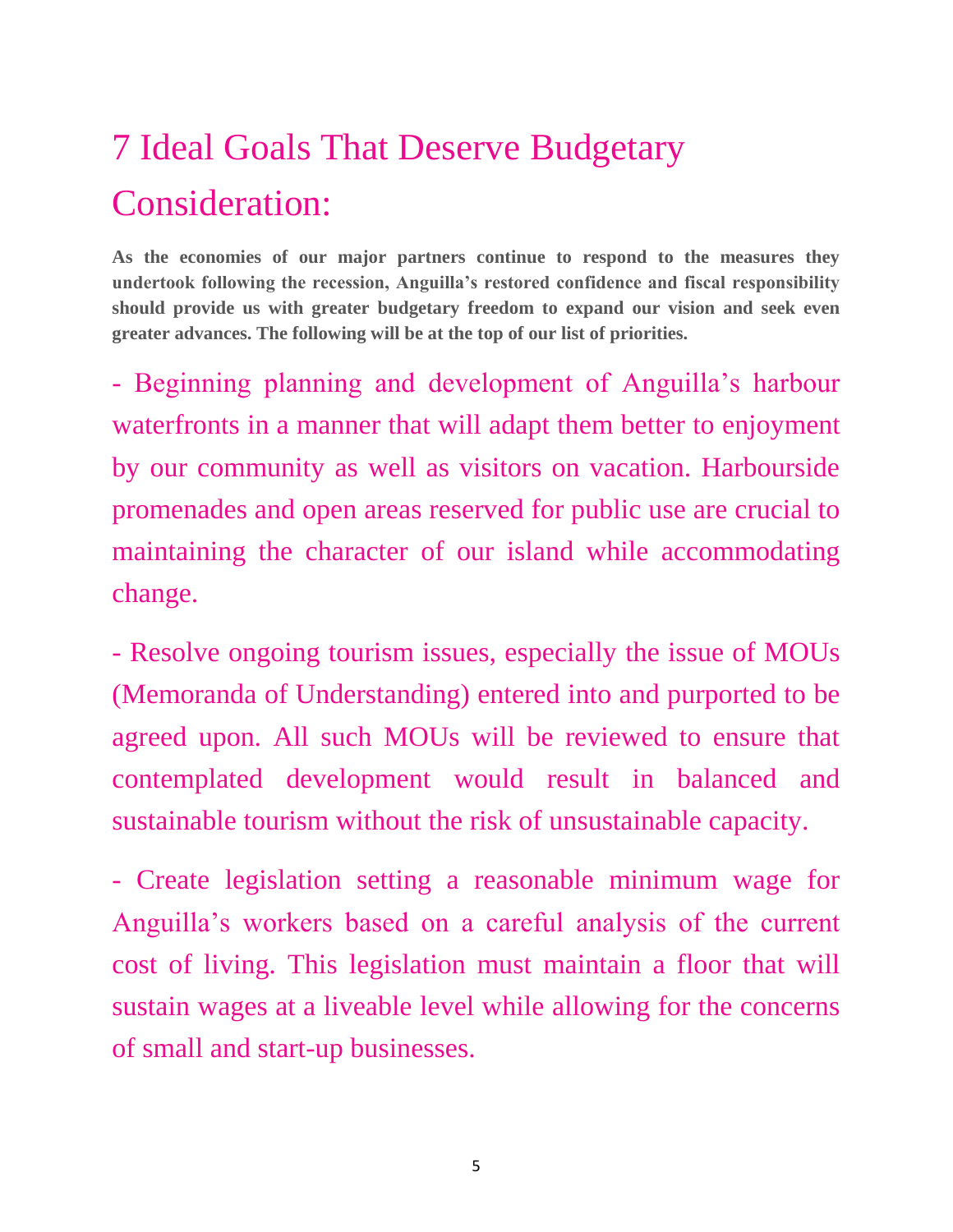# 7 Ideal Goals That Deserve Budgetary Consideration:

**As the economies of our major partners continue to respond to the measures they undertook following the recession, Anguilla's restored confidence and fiscal responsibility should provide us with greater budgetary freedom to expand our vision and seek even greater advances. The following will be at the top of our list of priorities.**

- Beginning planning and development of Anguilla's harbour waterfronts in a manner that will adapt them better to enjoyment by our community as well as visitors on vacation. Harbourside promenades and open areas reserved for public use are crucial to maintaining the character of our island while accommodating change.

- Resolve ongoing tourism issues, especially the issue of MOUs (Memoranda of Understanding) entered into and purported to be agreed upon. All such MOUs will be reviewed to ensure that contemplated development would result in balanced and sustainable tourism without the risk of unsustainable capacity.

- Create legislation setting a reasonable minimum wage for Anguilla's workers based on a careful analysis of the current cost of living. This legislation must maintain a floor that will sustain wages at a liveable level while allowing for the concerns of small and start-up businesses.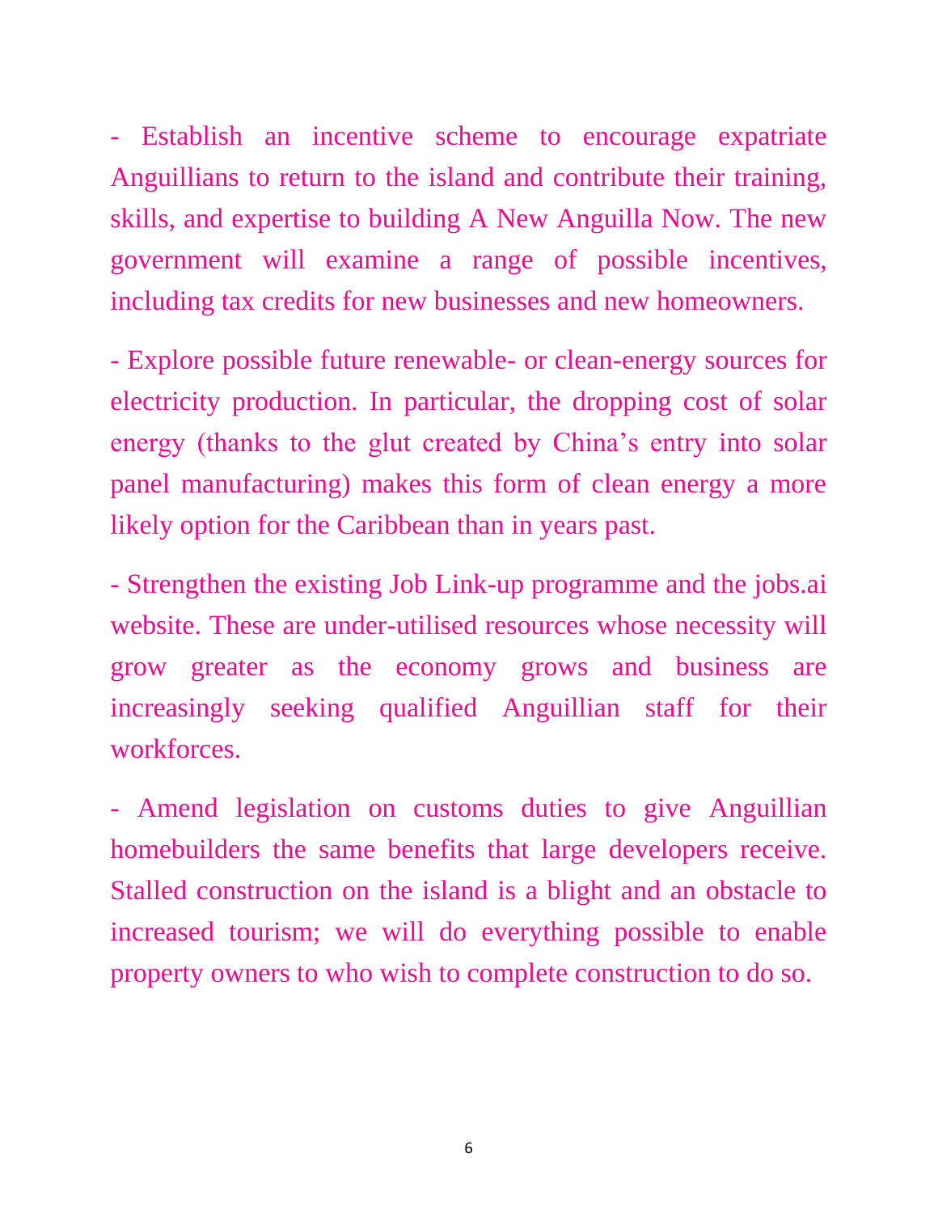- Establish an incentive scheme to encourage expatriate Anguillians to return to the island and contribute their training, skills, and expertise to building A New Anguilla Now. The new government will examine a range of possible incentives, including tax credits for new businesses and new homeowners.

- Explore possible future renewable- or clean-energy sources for electricity production. In particular, the dropping cost of solar energy (thanks to the glut created by China's entry into solar panel manufacturing) makes this form of clean energy a more likely option for the Caribbean than in years past.

- Strengthen the existing Job Link-up programme and the jobs.ai website. These are under-utilised resources whose necessity will grow greater as the economy grows and business are increasingly seeking qualified Anguillian staff for their workforces.

- Amend legislation on customs duties to give Anguillian homebuilders the same benefits that large developers receive. Stalled construction on the island is a blight and an obstacle to increased tourism; we will do everything possible to enable property owners to who wish to complete construction to do so.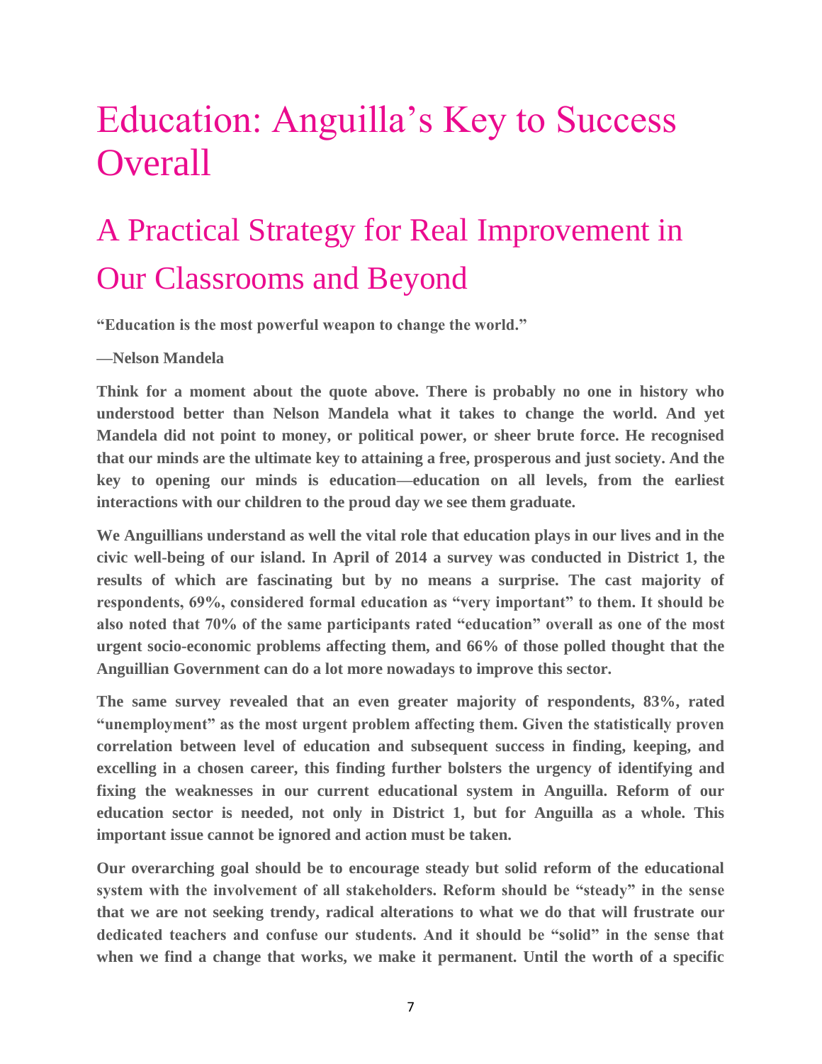# Education: Anguilla's Key to Success Overall

## A Practical Strategy for Real Improvement in Our Classrooms and Beyond

**"Education is the most powerful weapon to change the world."**

**—Nelson Mandela**

**Think for a moment about the quote above. There is probably no one in history who understood better than Nelson Mandela what it takes to change the world. And yet Mandela did not point to money, or political power, or sheer brute force. He recognised that our minds are the ultimate key to attaining a free, prosperous and just society. And the key to opening our minds is education—education on all levels, from the earliest interactions with our children to the proud day we see them graduate.**

**We Anguillians understand as well the vital role that education plays in our lives and in the civic well-being of our island. In April of 2014 a survey was conducted in District 1, the results of which are fascinating but by no means a surprise. The cast majority of respondents, 69%, considered formal education as "very important" to them. It should be also noted that 70% of the same participants rated "education" overall as one of the most urgent socio-economic problems affecting them, and 66% of those polled thought that the Anguillian Government can do a lot more nowadays to improve this sector.**

**The same survey revealed that an even greater majority of respondents, 83%, rated "unemployment" as the most urgent problem affecting them. Given the statistically proven correlation between level of education and subsequent success in finding, keeping, and excelling in a chosen career, this finding further bolsters the urgency of identifying and fixing the weaknesses in our current educational system in Anguilla. Reform of our education sector is needed, not only in District 1, but for Anguilla as a whole. This important issue cannot be ignored and action must be taken.**

**Our overarching goal should be to encourage steady but solid reform of the educational system with the involvement of all stakeholders. Reform should be "steady" in the sense that we are not seeking trendy, radical alterations to what we do that will frustrate our dedicated teachers and confuse our students. And it should be "solid" in the sense that when we find a change that works, we make it permanent. Until the worth of a specific**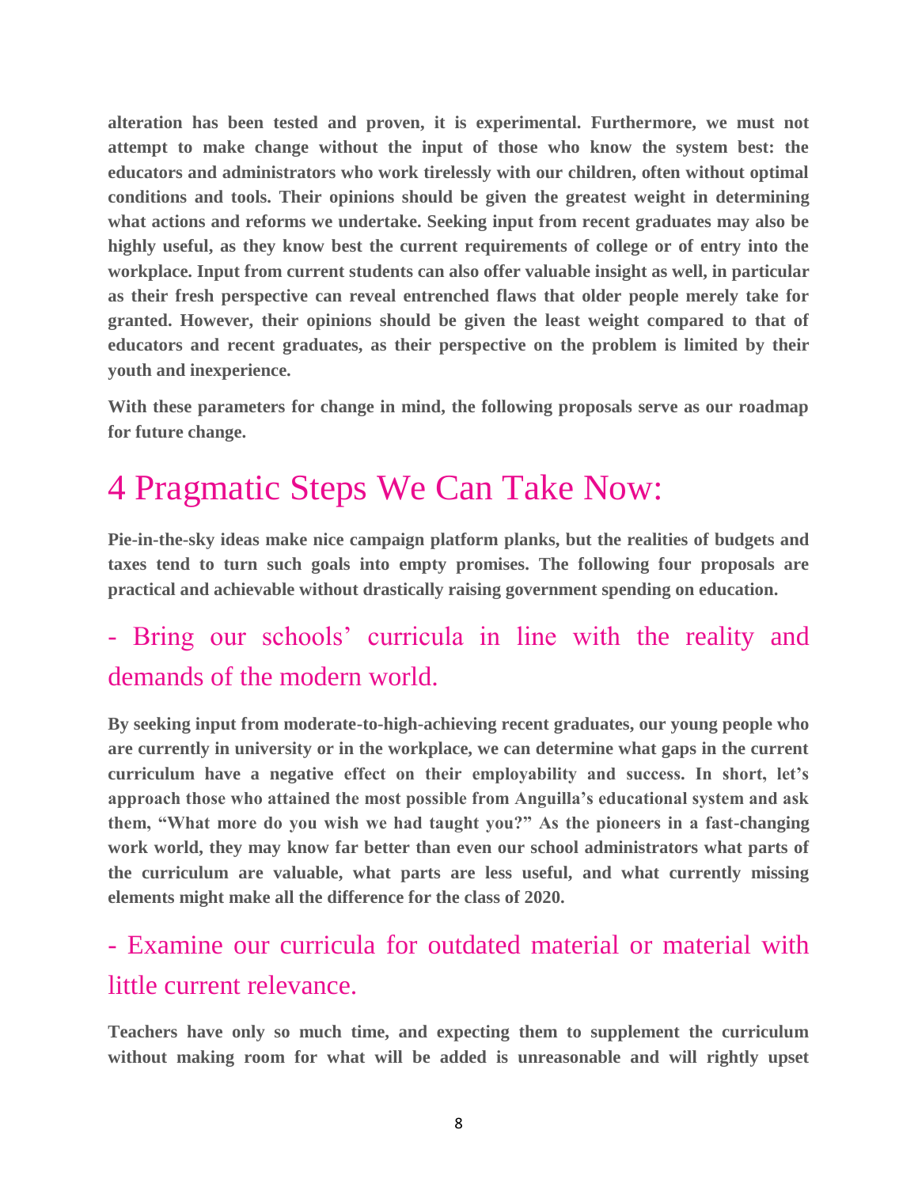**alteration has been tested and proven, it is experimental. Furthermore, we must not attempt to make change without the input of those who know the system best: the educators and administrators who work tirelessly with our children, often without optimal conditions and tools. Their opinions should be given the greatest weight in determining what actions and reforms we undertake. Seeking input from recent graduates may also be highly useful, as they know best the current requirements of college or of entry into the workplace. Input from current students can also offer valuable insight as well, in particular as their fresh perspective can reveal entrenched flaws that older people merely take for granted. However, their opinions should be given the least weight compared to that of educators and recent graduates, as their perspective on the problem is limited by their youth and inexperience.**

**With these parameters for change in mind, the following proposals serve as our roadmap for future change.**

# 4 Pragmatic Steps We Can Take Now:

**Pie-in-the-sky ideas make nice campaign platform planks, but the realities of budgets and taxes tend to turn such goals into empty promises. The following four proposals are practical and achievable without drastically raising government spending on education.**

## - Bring our schools' curricula in line with the reality and demands of the modern world.

**By seeking input from moderate-to-high-achieving recent graduates, our young people who are currently in university or in the workplace, we can determine what gaps in the current curriculum have a negative effect on their employability and success. In short, let's approach those who attained the most possible from Anguilla's educational system and ask them, "What more do you wish we had taught you?" As the pioneers in a fast-changing work world, they may know far better than even our school administrators what parts of the curriculum are valuable, what parts are less useful, and what currently missing elements might make all the difference for the class of 2020.**

## - Examine our curricula for outdated material or material with little current relevance.

**Teachers have only so much time, and expecting them to supplement the curriculum without making room for what will be added is unreasonable and will rightly upset**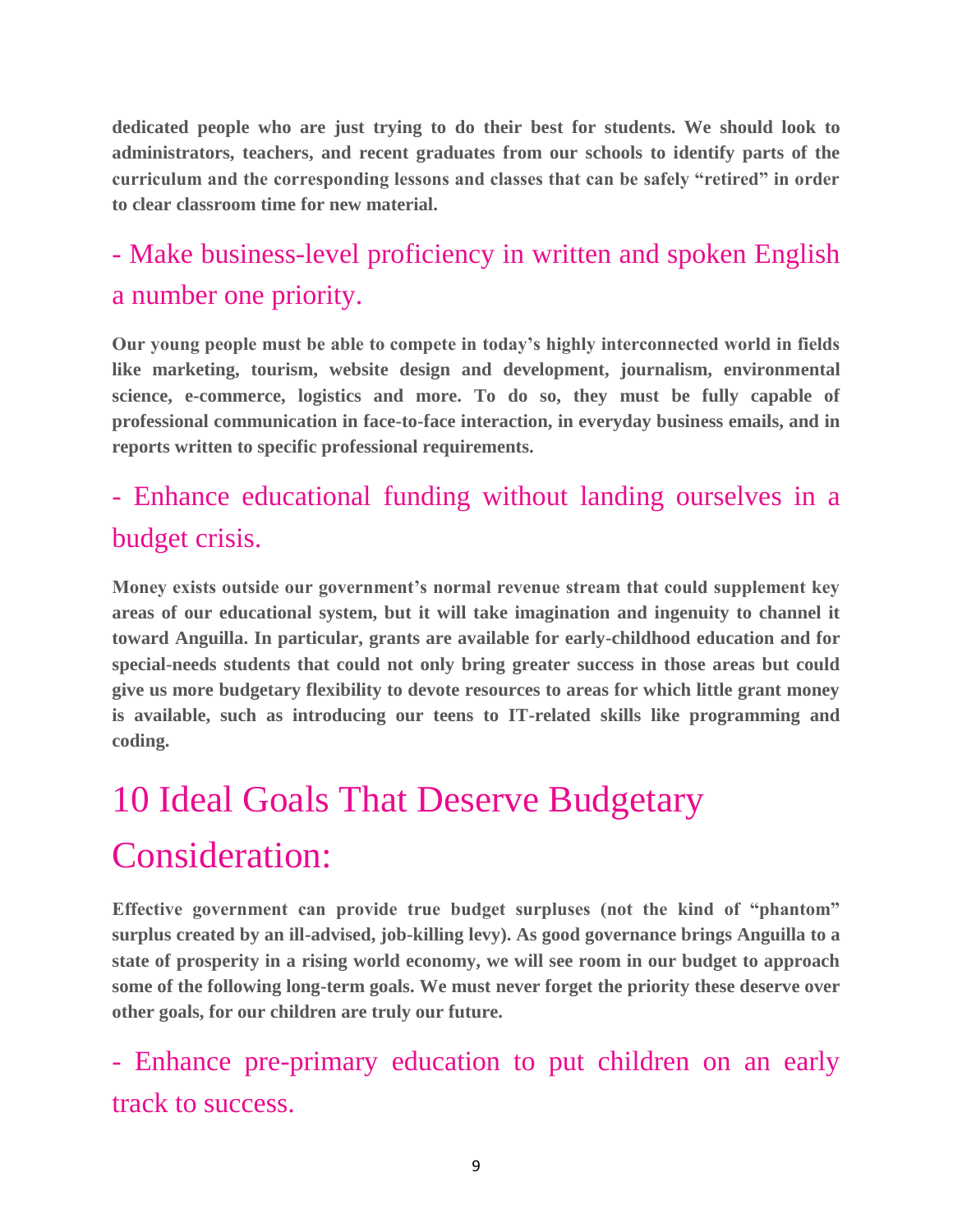**dedicated people who are just trying to do their best for students. We should look to administrators, teachers, and recent graduates from our schools to identify parts of the curriculum and the corresponding lessons and classes that can be safely "retired" in order to clear classroom time for new material.**

### - Make business-level proficiency in written and spoken English a number one priority.

**Our young people must be able to compete in today's highly interconnected world in fields like marketing, tourism, website design and development, journalism, environmental science, e-commerce, logistics and more. To do so, they must be fully capable of professional communication in face-to-face interaction, in everyday business emails, and in reports written to specific professional requirements.**

### - Enhance educational funding without landing ourselves in a budget crisis.

**Money exists outside our government's normal revenue stream that could supplement key areas of our educational system, but it will take imagination and ingenuity to channel it toward Anguilla. In particular, grants are available for early-childhood education and for special-needs students that could not only bring greater success in those areas but could give us more budgetary flexibility to devote resources to areas for which little grant money is available, such as introducing our teens to IT-related skills like programming and coding.**

## 10 Ideal Goals That Deserve Budgetary Consideration:

**Effective government can provide true budget surpluses (not the kind of "phantom" surplus created by an ill-advised, job-killing levy). As good governance brings Anguilla to a state of prosperity in a rising world economy, we will see room in our budget to approach some of the following long-term goals. We must never forget the priority these deserve over other goals, for our children are truly our future.**

### - Enhance pre-primary education to put children on an early track to success.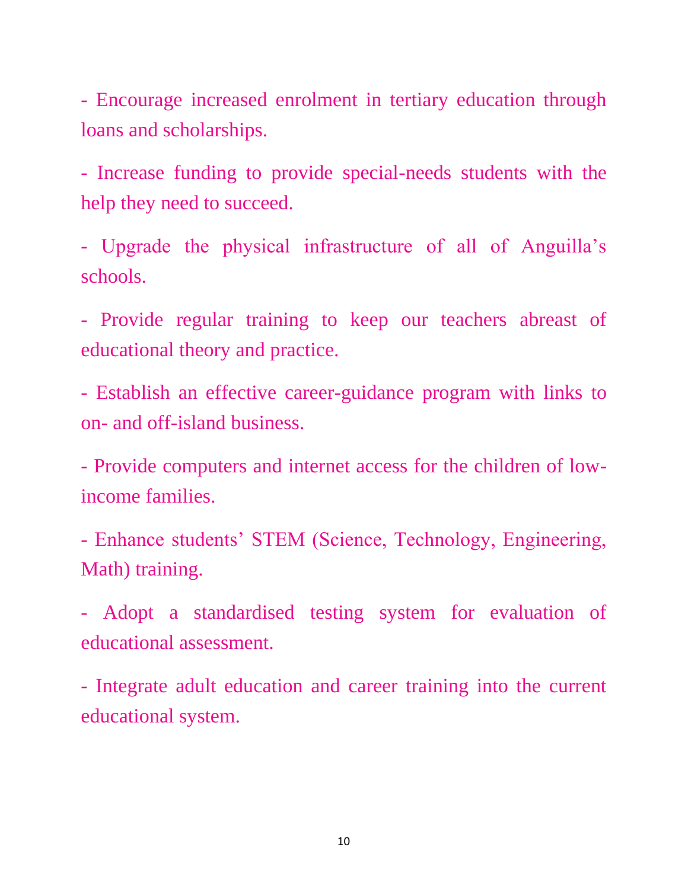- Encourage increased enrolment in tertiary education through loans and scholarships.

- Increase funding to provide special-needs students with the help they need to succeed.

- Upgrade the physical infrastructure of all of Anguilla's schools.

- Provide regular training to keep our teachers abreast of educational theory and practice.

- Establish an effective career-guidance program with links to on- and off-island business.

- Provide computers and internet access for the children of low-income families.

- Enhance students' STEM (Science, Technology, Engineering, Math) training.

- Adopt a standardised testing system for evaluation of educational assessment.

- Integrate adult education and career training into the current educational system.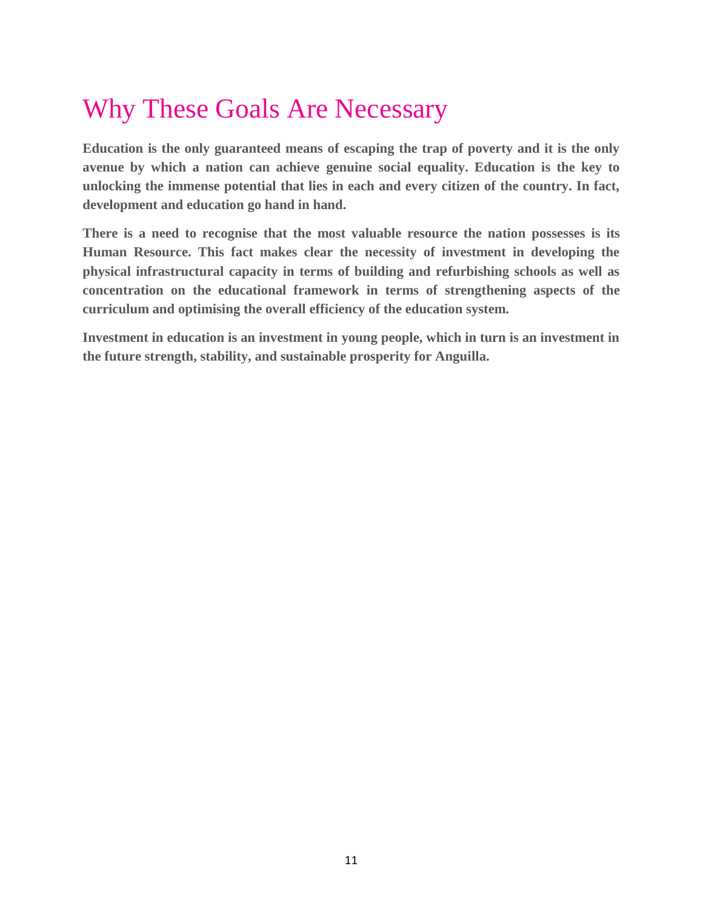# Why These Goals Are Necessary

**Education is the only guaranteed means of escaping the trap of poverty and it is the only avenue by which a nation can achieve genuine social equality. Education is the key to unlocking the immense potential that lies in each and every citizen of the country. In fact, development and education go hand in hand.**

**There is a need to recognise that the most valuable resource the nation possesses is its Human Resource. This fact makes clear the necessity of investment in developing the physical infrastructural capacity in terms of building and refurbishing schools as well as concentration on the educational framework in terms of strengthening aspects of the curriculum and optimising the overall efficiency of the education system.**

**Investment in education is an investment in young people, which in turn is an investment in the future strength, stability, and sustainable prosperity for Anguilla.**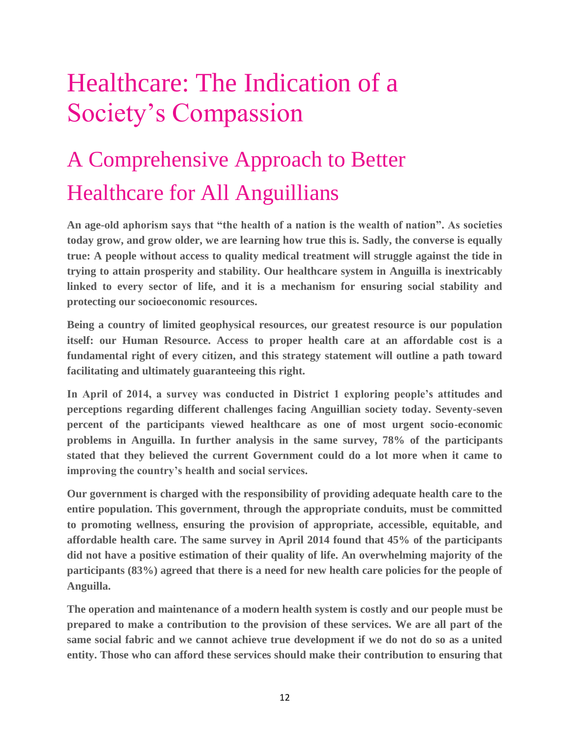# Healthcare: The Indication of a Society's Compassion

## A Comprehensive Approach to Better Healthcare for All Anguillians

**An age-old aphorism says that "the health of a nation is the wealth of nation". As societies today grow, and grow older, we are learning how true this is. Sadly, the converse is equally true: A people without access to quality medical treatment will struggle against the tide in trying to attain prosperity and stability. Our healthcare system in Anguilla is inextricably linked to every sector of life, and it is a mechanism for ensuring social stability and protecting our socioeconomic resources.**

**Being a country of limited geophysical resources, our greatest resource is our population itself: our Human Resource. Access to proper health care at an affordable cost is a fundamental right of every citizen, and this strategy statement will outline a path toward facilitating and ultimately guaranteeing this right.**

**In April of 2014, a survey was conducted in District 1 exploring people's attitudes and perceptions regarding different challenges facing Anguillian society today. Seventy-seven percent of the participants viewed healthcare as one of most urgent socio-economic problems in Anguilla. In further analysis in the same survey, 78% of the participants stated that they believed the current Government could do a lot more when it came to improving the country's health and social services.**

**Our government is charged with the responsibility of providing adequate health care to the entire population. This government, through the appropriate conduits, must be committed to promoting wellness, ensuring the provision of appropriate, accessible, equitable, and affordable health care. The same survey in April 2014 found that 45% of the participants did not have a positive estimation of their quality of life. An overwhelming majority of the participants (83%) agreed that there is a need for new health care policies for the people of Anguilla.**

**The operation and maintenance of a modern health system is costly and our people must be prepared to make a contribution to the provision of these services. We are all part of the same social fabric and we cannot achieve true development if we do not do so as a united entity. Those who can afford these services should make their contribution to ensuring that**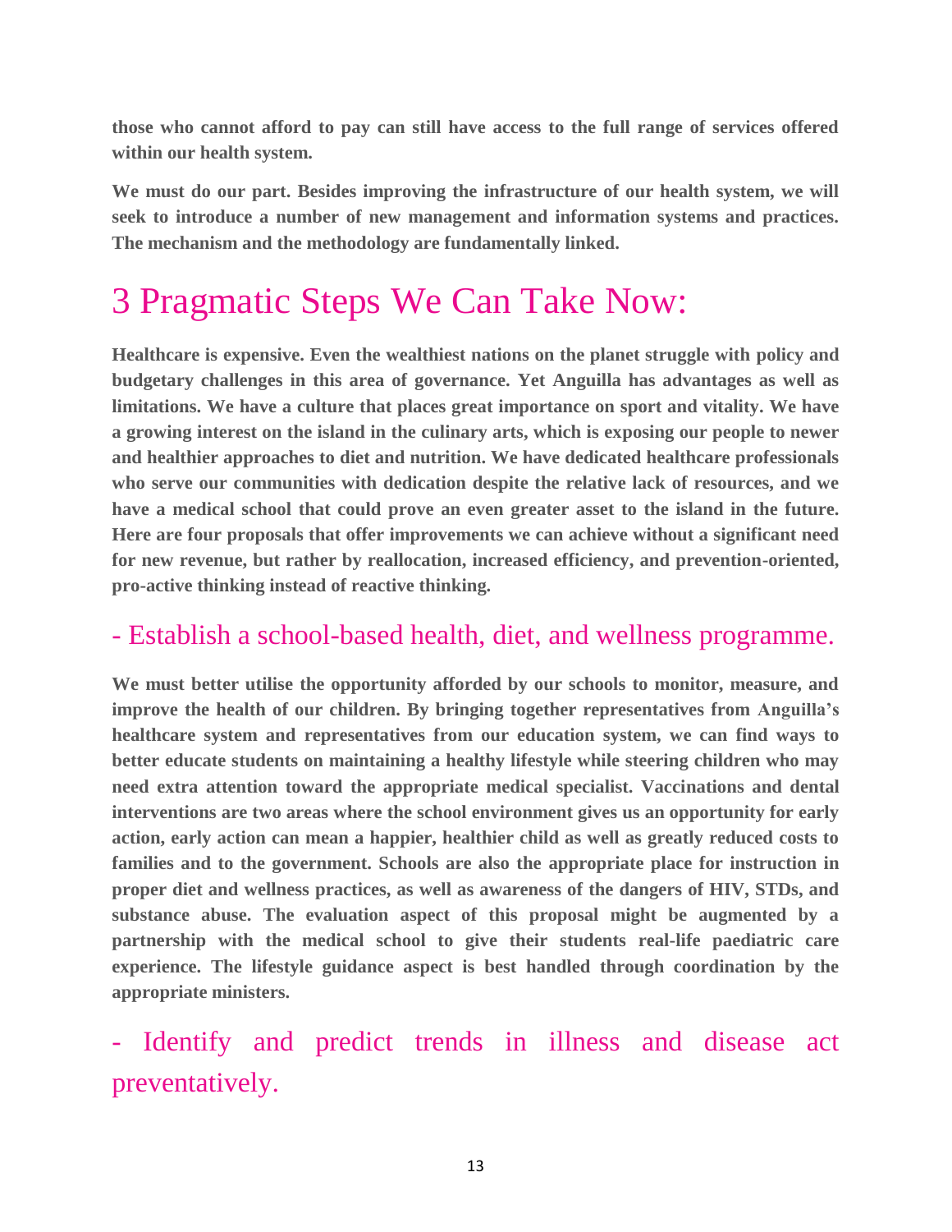**those who cannot afford to pay can still have access to the full range of services offered within our health system.**

**We must do our part. Besides improving the infrastructure of our health system, we will seek to introduce a number of new management and information systems and practices. The mechanism and the methodology are fundamentally linked.**

# 3 Pragmatic Steps We Can Take Now:

**Healthcare is expensive. Even the wealthiest nations on the planet struggle with policy and budgetary challenges in this area of governance. Yet Anguilla has advantages as well as limitations. We have a culture that places great importance on sport and vitality. We have a growing interest on the island in the culinary arts, which is exposing our people to newer and healthier approaches to diet and nutrition. We have dedicated healthcare professionals who serve our communities with dedication despite the relative lack of resources, and we have a medical school that could prove an even greater asset to the island in the future. Here are four proposals that offer improvements we can achieve without a significant need for new revenue, but rather by reallocation, increased efficiency, and prevention-oriented, pro-active thinking instead of reactive thinking.**

## - Establish a school-based health, diet, and wellness programme.

**We must better utilise the opportunity afforded by our schools to monitor, measure, and improve the health of our children. By bringing together representatives from Anguilla's healthcare system and representatives from our education system, we can find ways to better educate students on maintaining a healthy lifestyle while steering children who may need extra attention toward the appropriate medical specialist. Vaccinations and dental interventions are two areas where the school environment gives us an opportunity for early action, early action can mean a happier, healthier child as well as greatly reduced costs to families and to the government. Schools are also the appropriate place for instruction in proper diet and wellness practices, as well as awareness of the dangers of HIV, STDs, and substance abuse. The evaluation aspect of this proposal might be augmented by a partnership with the medical school to give their students real-life paediatric care experience. The lifestyle guidance aspect is best handled through coordination by the appropriate ministers.**

## - Identify and predict trends in illness and disease act preventatively.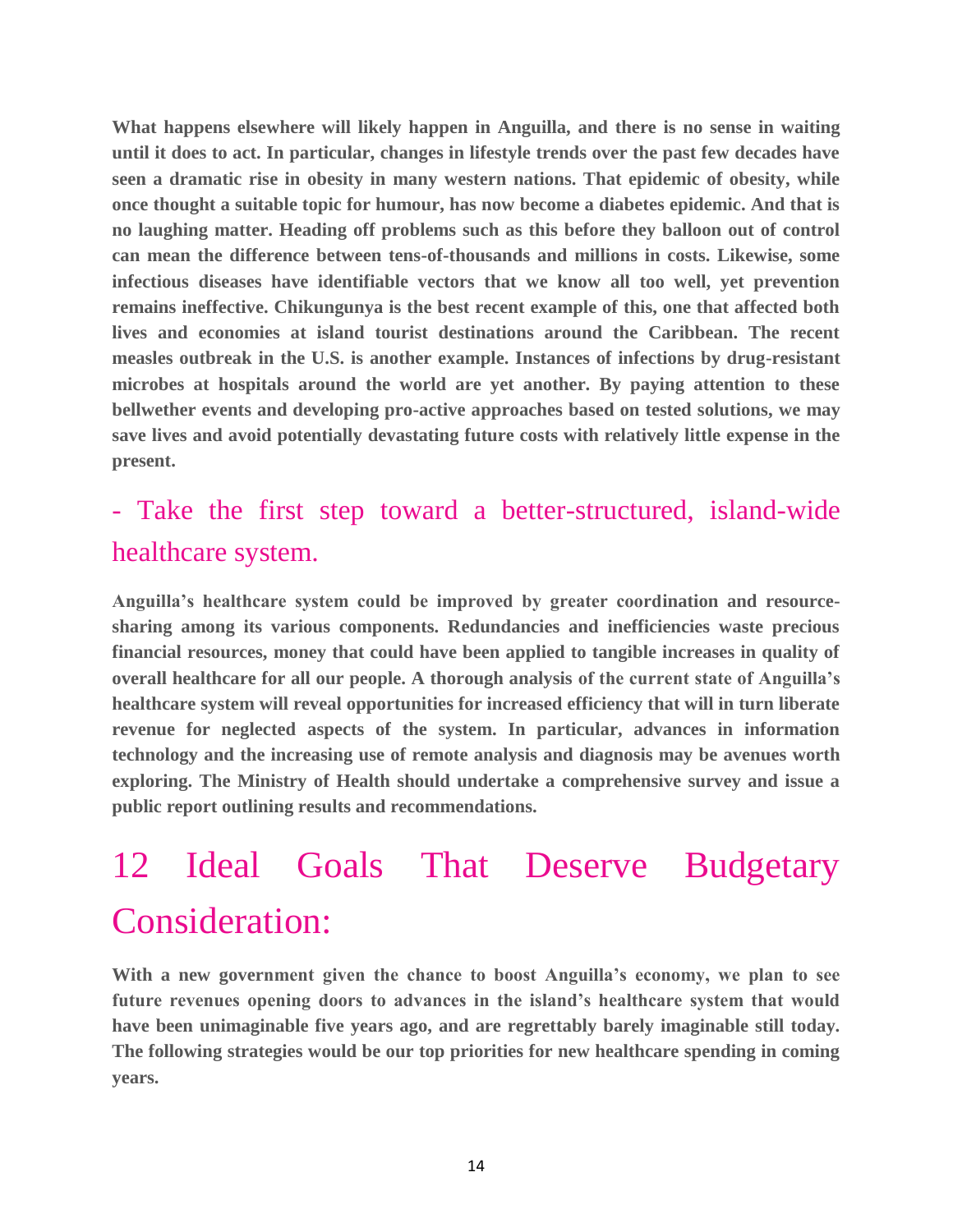**What happens elsewhere will likely happen in Anguilla, and there is no sense in waiting until it does to act. In particular, changes in lifestyle trends over the past few decades have seen a dramatic rise in obesity in many western nations. That epidemic of obesity, while once thought a suitable topic for humour, has now become a diabetes epidemic. And that is no laughing matter. Heading off problems such as this before they balloon out of control can mean the difference between tens-of-thousands and millions in costs. Likewise, some infectious diseases have identifiable vectors that we know all too well, yet prevention remains ineffective. Chikungunya is the best recent example of this, one that affected both lives and economies at island tourist destinations around the Caribbean. The recent measles outbreak in the U.S. is another example. Instances of infections by drug-resistant microbes at hospitals around the world are yet another. By paying attention to these bellwether events and developing pro-active approaches based on tested solutions, we may save lives and avoid potentially devastating future costs with relatively little expense in the present.**

### - Take the first step toward a better-structured, island-wide healthcare system.

**Anguilla's healthcare system could be improved by greater coordination and resource-sharing among its various components. Redundancies and inefficiencies waste precious financial resources, money that could have been applied to tangible increases in quality of overall healthcare for all our people. A thorough analysis of the current state of Anguilla's healthcare system will reveal opportunities for increased efficiency that will in turn liberate revenue for neglected aspects of the system. In particular, advances in information technology and the increasing use of remote analysis and diagnosis may be avenues worth exploring. The Ministry of Health should undertake a comprehensive survey and issue a public report outlining results and recommendations.**

## 12 Ideal Goals That Deserve Budgetary Consideration:

**With a new government given the chance to boost Anguilla's economy, we plan to see future revenues opening doors to advances in the island's healthcare system that would have been unimaginable five years ago, and are regrettably barely imaginable still today. The following strategies would be our top priorities for new healthcare spending in coming years.**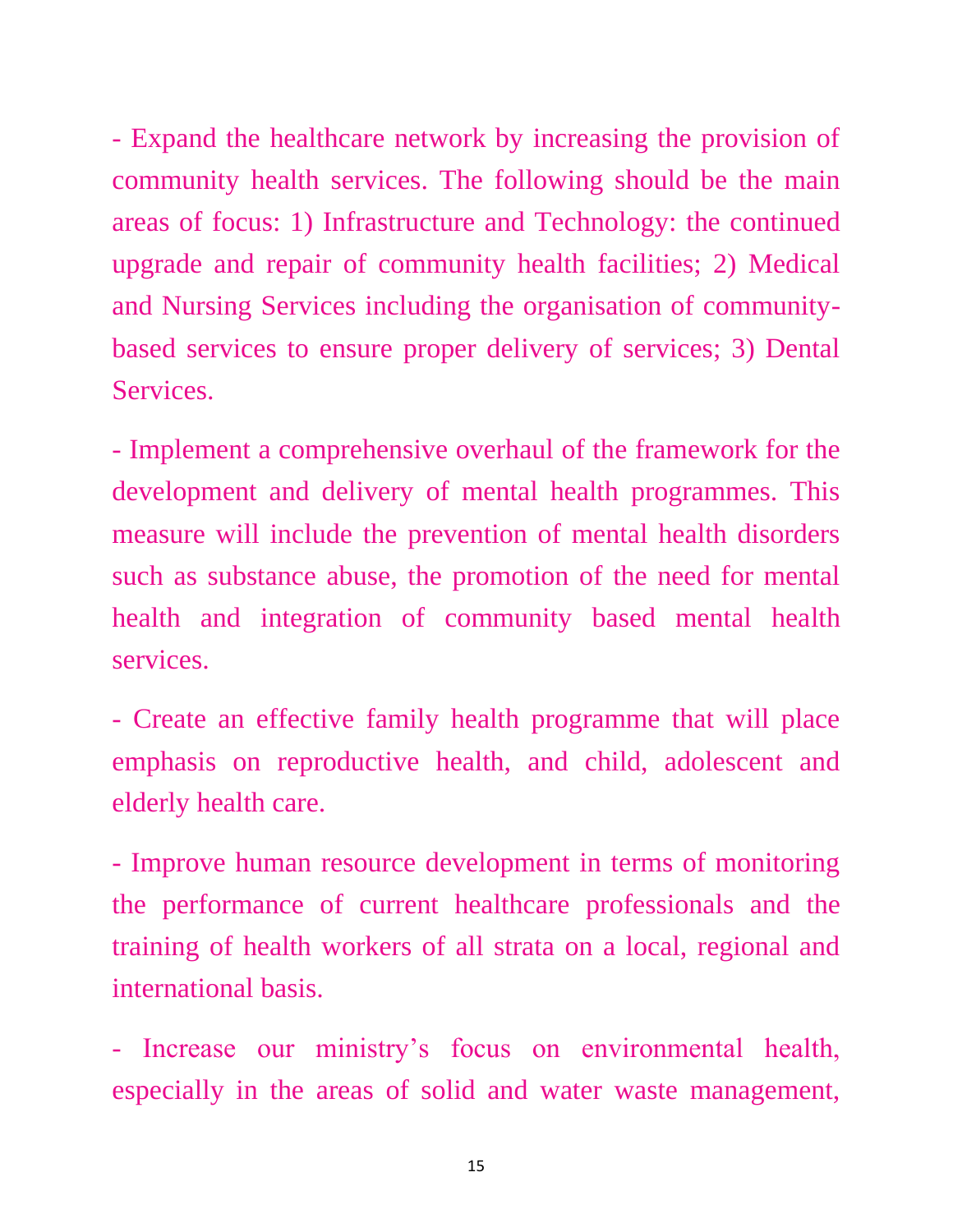- Expand the healthcare network by increasing the provision of community health services. The following should be the main areas of focus: 1) Infrastructure and Technology: the continued upgrade and repair of community health facilities; 2) Medical and Nursing Services including the organisation of community-based services to ensure proper delivery of services; 3) Dental Services.

- Implement a comprehensive overhaul of the framework for the development and delivery of mental health programmes. This measure will include the prevention of mental health disorders such as substance abuse, the promotion of the need for mental health and integration of community based mental health services.

- Create an effective family health programme that will place emphasis on reproductive health, and child, adolescent and elderly health care.

- Improve human resource development in terms of monitoring the performance of current healthcare professionals and the training of health workers of all strata on a local, regional and international basis.

- Increase our ministry's focus on environmental health, especially in the areas of solid and water waste management,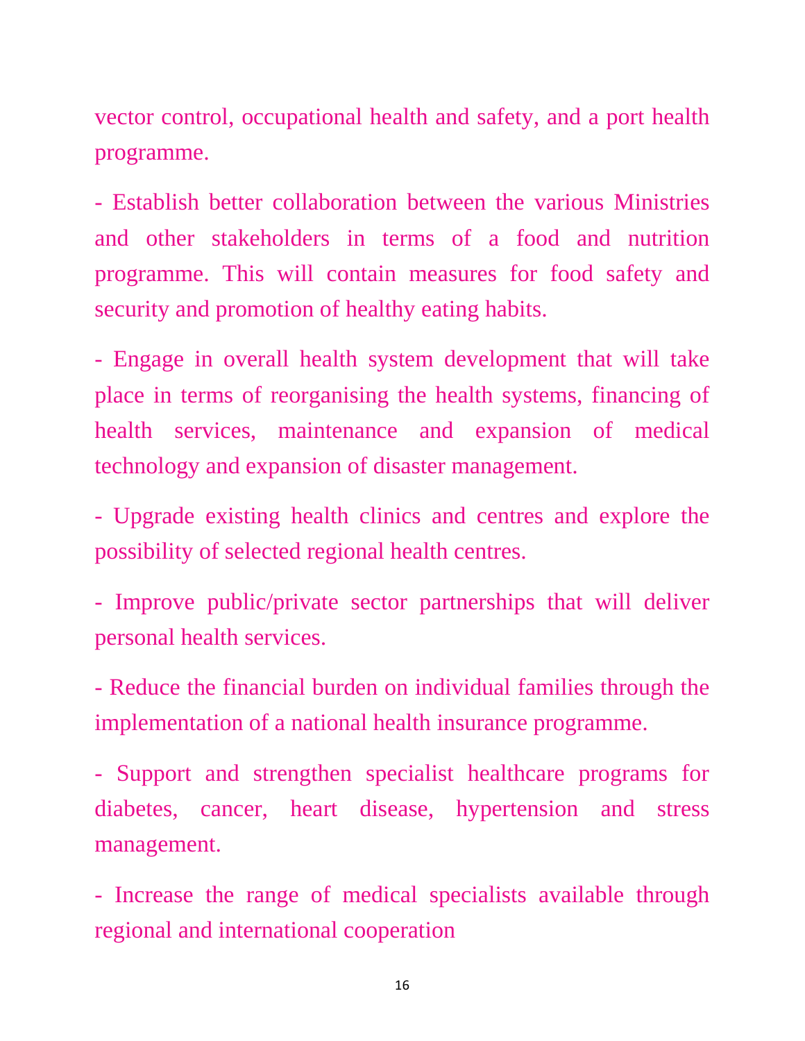vector control, occupational health and safety, and a port health programme.

- Establish better collaboration between the various Ministries and other stakeholders in terms of a food and nutrition programme. This will contain measures for food safety and security and promotion of healthy eating habits.

- Engage in overall health system development that will take place in terms of reorganising the health systems, financing of health services, maintenance and expansion of medical technology and expansion of disaster management.

- Upgrade existing health clinics and centres and explore the possibility of selected regional health centres.

- Improve public/private sector partnerships that will deliver personal health services.

- Reduce the financial burden on individual families through the implementation of a national health insurance programme.

- Support and strengthen specialist healthcare programs for diabetes, cancer, heart disease, hypertension and stress management.

- Increase the range of medical specialists available through regional and international cooperation